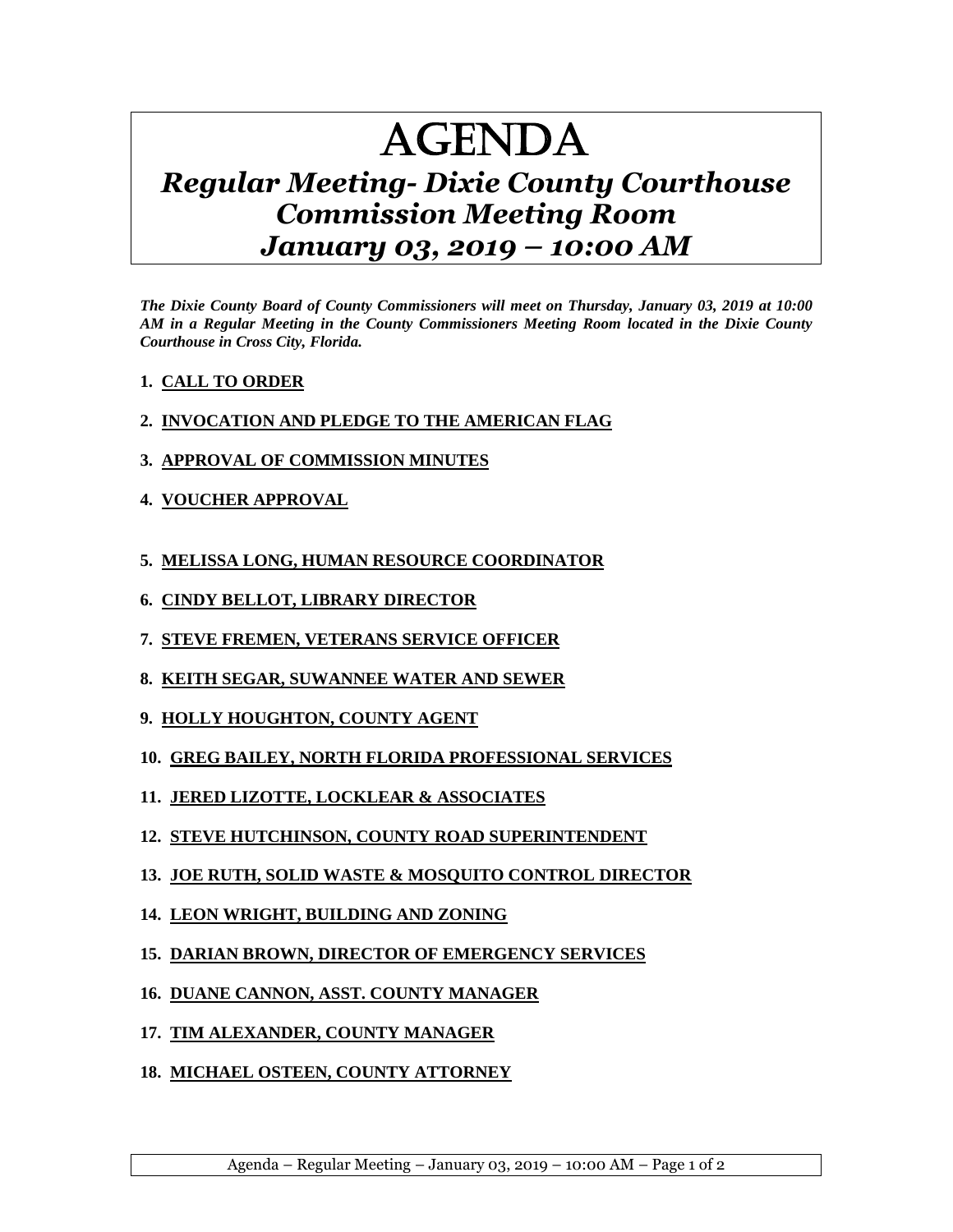# AGENDA

## *Regular Meeting- Dixie County Courthouse Commission Meeting Room January 03, 2019 – 10:00 AM*

***The Dixie County Board of County Commissioners will meet on Thursday, January 03, 2019 at 10:00 AM in a Regular Meeting in the County Commissioners Meeting Room located in the Dixie County Courthouse in Cross City, Florida.***

1. **CALL TO ORDER**
2. **INVOCATION AND PLEDGE TO THE AMERICAN FLAG**
3. **APPROVAL OF COMMISSION MINUTES**
4. **VOUCHER APPROVAL**
5. **MELISSA LONG, HUMAN RESOURCE COORDINATOR**
6. **CINDY BELLOT, LIBRARY DIRECTOR**
7. **STEVE FREMEN, VETERANS SERVICE OFFICER**
8. **KEITH SEGAR, SUWANNEE WATER AND SEWER**
9. **HOLLY HOUGHTON, COUNTY AGENT**
10. **GREG BAILEY, NORTH FLORIDA PROFESSIONAL SERVICES**
11. **JERED LIZOTTE, LOCKLEAR & ASSOCIATES**
12. **STEVE HUTCHINSON, COUNTY ROAD SUPERINTENDENT**
13. **JOE RUTH, SOLID WASTE & MOSQUITO CONTROL DIRECTOR**
14. **LEON WRIGHT, BUILDING AND ZONING**
15. **DARIAN BROWN, DIRECTOR OF EMERGENCY SERVICES**
16. **DUANE CANNON, ASST. COUNTY MANAGER**
17. **TIM ALEXANDER, COUNTY MANAGER**
18. **MICHAEL OSTEEN, COUNTY ATTORNEY**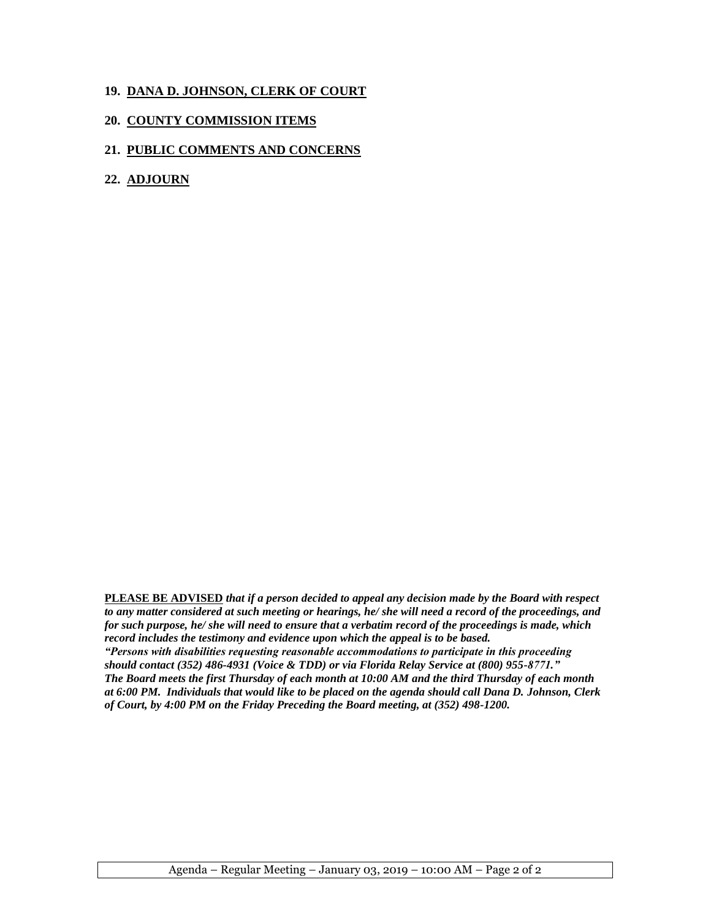**19. <u>DANA D. JOHNSON, CLERK OF COURT</u>**

**20. <u>COUNTY COMMISSION ITEMS</u>**

**21. <u>PUBLIC COMMENTS AND CONCERNS</u>**

**22. <u>ADJOURN</u>**

**<u>PLEASE BE ADVISED</u>** ***that if a person decided to appeal any decision made by the Board with respect to any matter considered at such meeting or hearings, he/ she will need a record of the proceedings, and for such purpose, he/ she will need to ensure that a verbatim record of the proceedings is made, which record includes the testimony and evidence upon which the appeal is to be based.***
***"Persons with disabilities requesting reasonable accommodations to participate in this proceeding should contact (352) 486-4931 (Voice & TDD) or via Florida Relay Service at (800) 955-8771."***
***The Board meets the first Thursday of each month at 10:00 AM and the third Thursday of each month at 6:00 PM. Individuals that would like to be placed on the agenda should call Dana D. Johnson, Clerk of Court, by 4:00 PM on the Friday Preceding the Board meeting, at (352) 498-1200.***